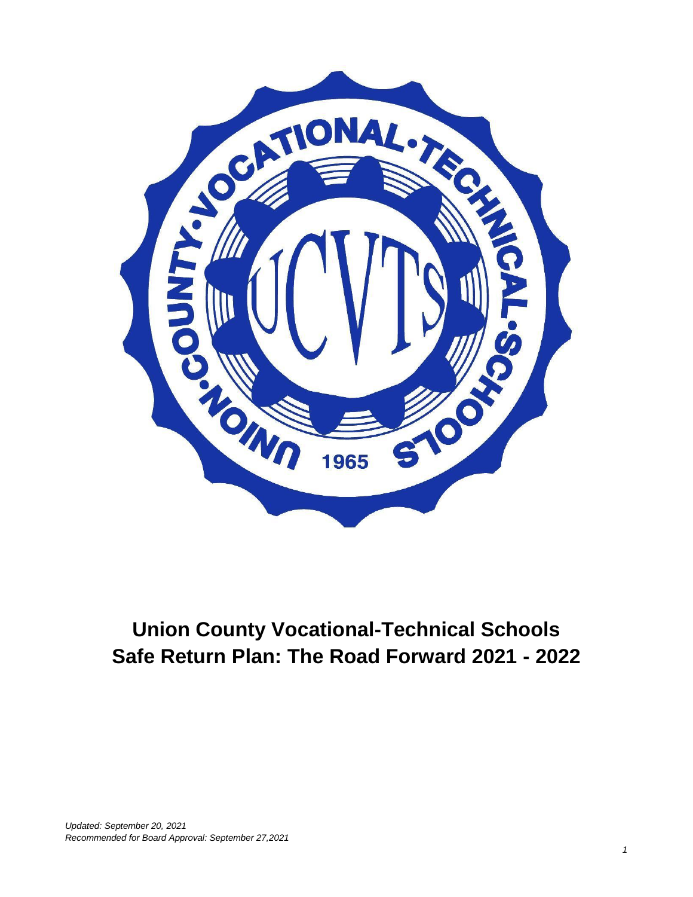# Union County Vocational-Technical Schools
# Safe Return Plan: The Road Forward 2021 - 2022

*Updated: September 20, 2021*
*Recommended for Board Approval: September 27,2021*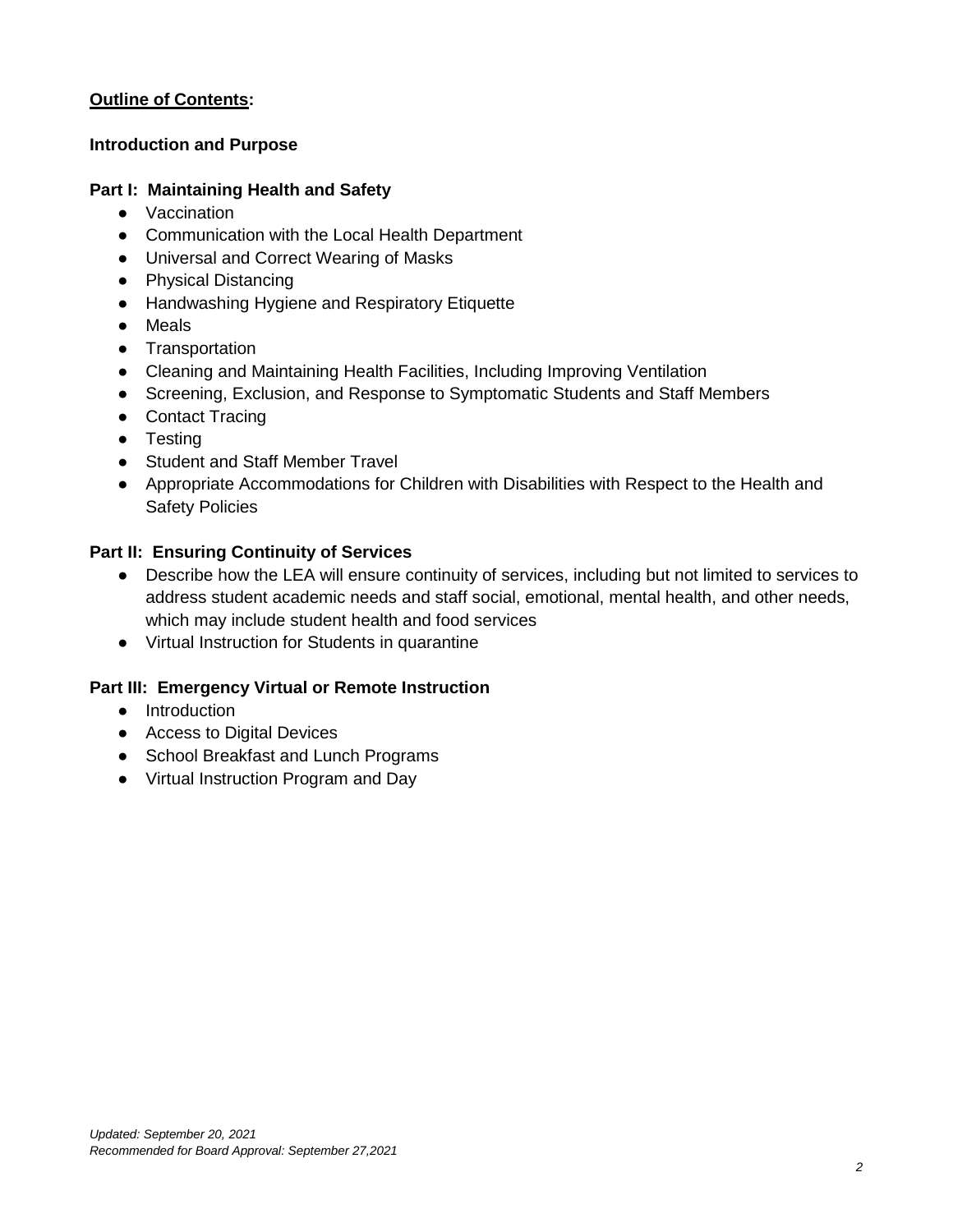**Outline of Contents:**

**Introduction and Purpose**

**Part I: Maintaining Health and Safety**

- Vaccination
- Communication with the Local Health Department
- Universal and Correct Wearing of Masks
- Physical Distancing
- Handwashing Hygiene and Respiratory Etiquette
- Meals
- Transportation
- Cleaning and Maintaining Health Facilities, Including Improving Ventilation
- Screening, Exclusion, and Response to Symptomatic Students and Staff Members
- Contact Tracing
- Testing
- Student and Staff Member Travel
- Appropriate Accommodations for Children with Disabilities with Respect to the Health and Safety Policies

**Part II: Ensuring Continuity of Services**

- Describe how the LEA will ensure continuity of services, including but not limited to services to address student academic needs and staff social, emotional, mental health, and other needs, which may include student health and food services
- Virtual Instruction for Students in quarantine

**Part III: Emergency Virtual or Remote Instruction**

- Introduction
- Access to Digital Devices
- School Breakfast and Lunch Programs
- Virtual Instruction Program and Day

*Updated: September 20, 2021*
*Recommended for Board Approval: September 27,2021*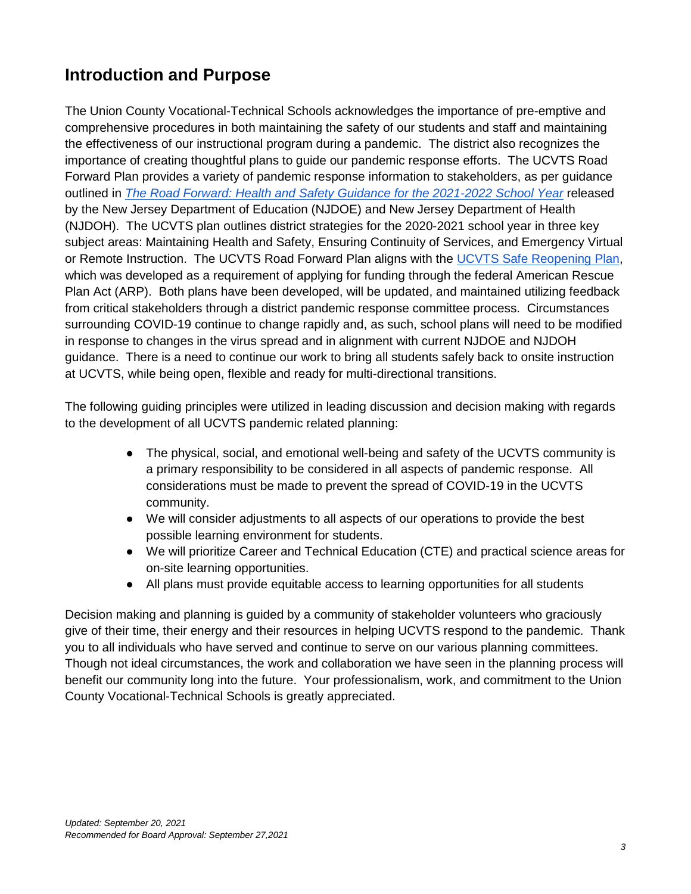## Introduction and Purpose

The Union County Vocational-Technical Schools acknowledges the importance of pre-emptive and comprehensive procedures in both maintaining the safety of our students and staff and maintaining the effectiveness of our instructional program during a pandemic. The district also recognizes the importance of creating thoughtful plans to guide our pandemic response efforts. The UCVTS Road Forward Plan provides a variety of pandemic response information to stakeholders, as per guidance outlined in *The Road Forward: Health and Safety Guidance for the 2021-2022 School Year* released by the New Jersey Department of Education (NJDOE) and New Jersey Department of Health (NJDOH). The UCVTS plan outlines district strategies for the 2020-2021 school year in three key subject areas: Maintaining Health and Safety, Ensuring Continuity of Services, and Emergency Virtual or Remote Instruction. The UCVTS Road Forward Plan aligns with the UCVTS Safe Reopening Plan, which was developed as a requirement of applying for funding through the federal American Rescue Plan Act (ARP). Both plans have been developed, will be updated, and maintained utilizing feedback from critical stakeholders through a district pandemic response committee process. Circumstances surrounding COVID-19 continue to change rapidly and, as such, school plans will need to be modified in response to changes in the virus spread and in alignment with current NJDOE and NJDOH guidance. There is a need to continue our work to bring all students safely back to onsite instruction at UCVTS, while being open, flexible and ready for multi-directional transitions.

The following guiding principles were utilized in leading discussion and decision making with regards to the development of all UCVTS pandemic related planning:

- The physical, social, and emotional well-being and safety of the UCVTS community is a primary responsibility to be considered in all aspects of pandemic response. All considerations must be made to prevent the spread of COVID-19 in the UCVTS community.
- We will consider adjustments to all aspects of our operations to provide the best possible learning environment for students.
- We will prioritize Career and Technical Education (CTE) and practical science areas for on-site learning opportunities.
- All plans must provide equitable access to learning opportunities for all students

Decision making and planning is guided by a community of stakeholder volunteers who graciously give of their time, their energy and their resources in helping UCVTS respond to the pandemic. Thank you to all individuals who have served and continue to serve on our various planning committees. Though not ideal circumstances, the work and collaboration we have seen in the planning process will benefit our community long into the future. Your professionalism, work, and commitment to the Union County Vocational-Technical Schools is greatly appreciated.

*Updated: September 20, 2021*
*Recommended for Board Approval: September 27,2021*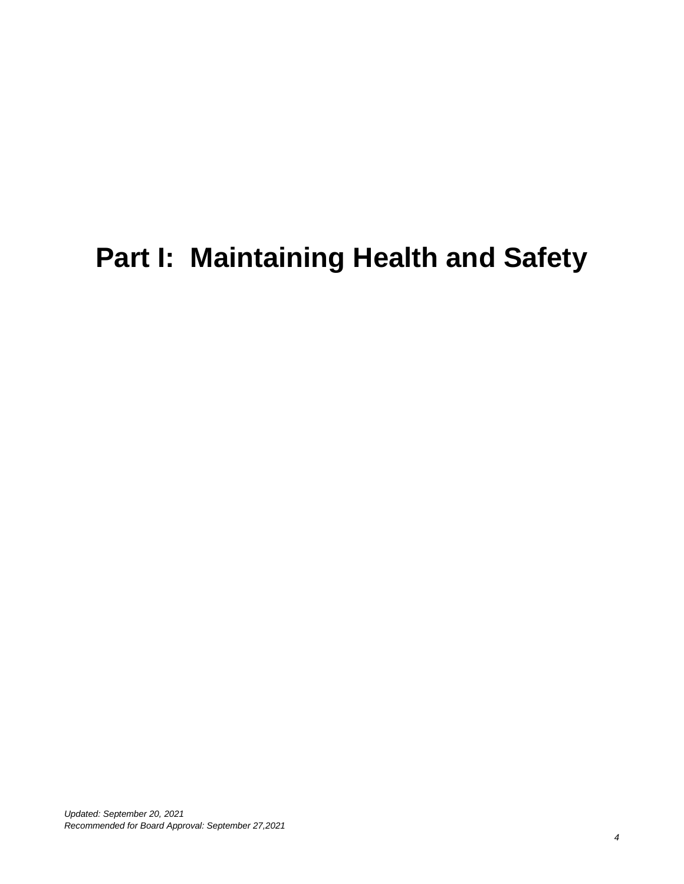# Part I: Maintaining Health and Safety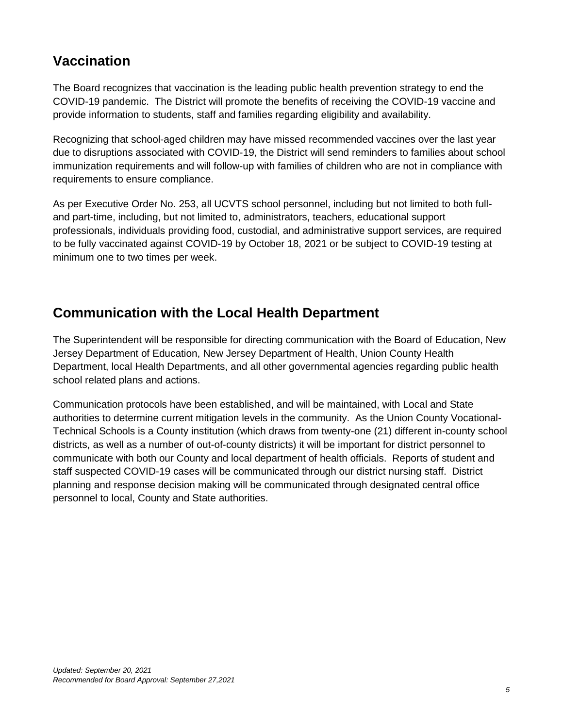## Vaccination

The Board recognizes that vaccination is the leading public health prevention strategy to end the COVID-19 pandemic. The District will promote the benefits of receiving the COVID-19 vaccine and provide information to students, staff and families regarding eligibility and availability.

Recognizing that school-aged children may have missed recommended vaccines over the last year due to disruptions associated with COVID-19, the District will send reminders to families about school immunization requirements and will follow-up with families of children who are not in compliance with requirements to ensure compliance.

As per Executive Order No. 253, all UCVTS school personnel, including but not limited to both full- and part-time, including, but not limited to, administrators, teachers, educational support professionals, individuals providing food, custodial, and administrative support services, are required to be fully vaccinated against COVID-19 by October 18, 2021 or be subject to COVID-19 testing at minimum one to two times per week.

## Communication with the Local Health Department

The Superintendent will be responsible for directing communication with the Board of Education, New Jersey Department of Education, New Jersey Department of Health, Union County Health Department, local Health Departments, and all other governmental agencies regarding public health school related plans and actions.

Communication protocols have been established, and will be maintained, with Local and State authorities to determine current mitigation levels in the community. As the Union County Vocational-Technical Schools is a County institution (which draws from twenty-one (21) different in-county school districts, as well as a number of out-of-county districts) it will be important for district personnel to communicate with both our County and local department of health officials. Reports of student and staff suspected COVID-19 cases will be communicated through our district nursing staff. District planning and response decision making will be communicated through designated central office personnel to local, County and State authorities.

*Updated: September 20, 2021*
*Recommended for Board Approval: September 27,2021*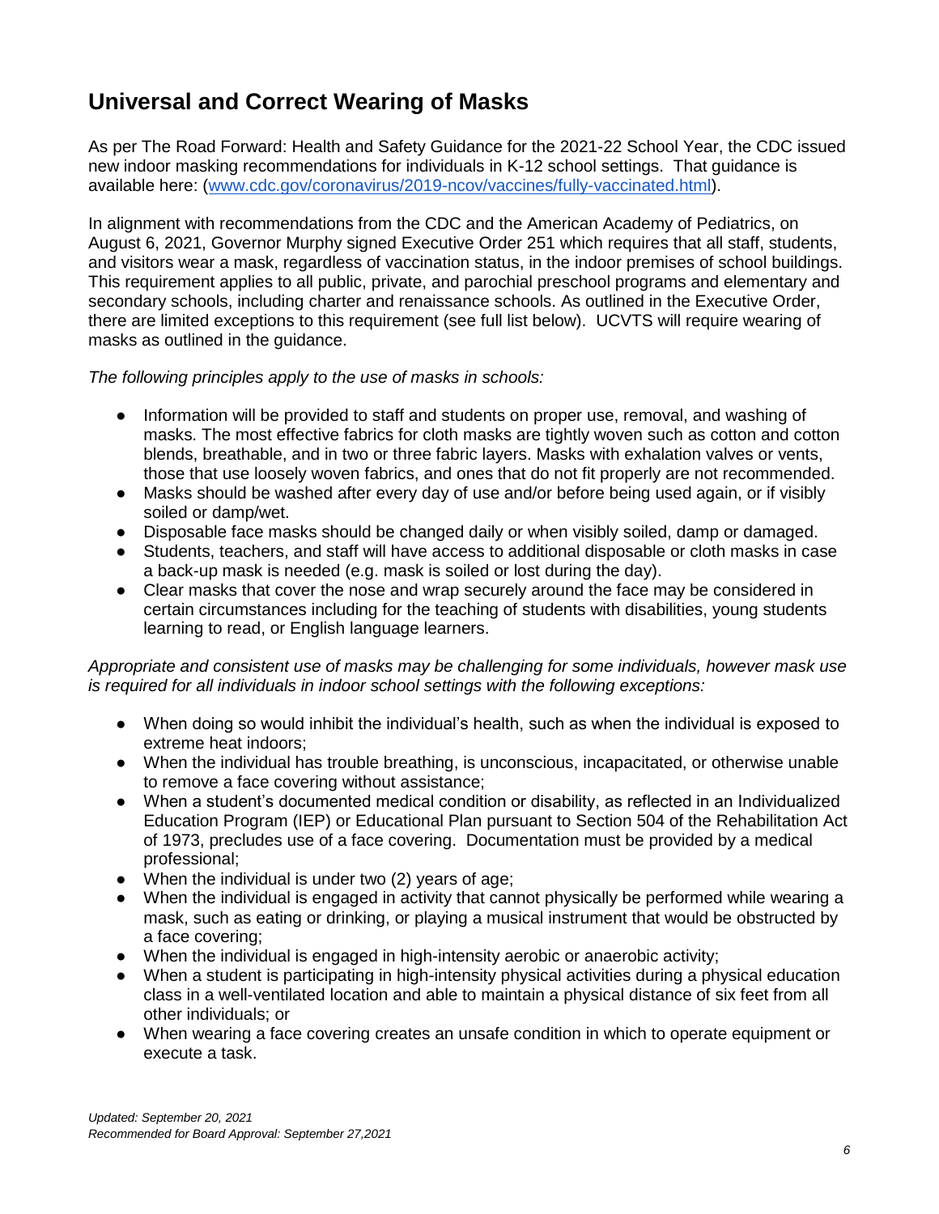## Universal and Correct Wearing of Masks

As per The Road Forward: Health and Safety Guidance for the 2021-22 School Year, the CDC issued new indoor masking recommendations for individuals in K-12 school settings. That guidance is available here: ([www.cdc.gov/coronavirus/2019-ncov/vaccines/fully-vaccinated.html](www.cdc.gov/coronavirus/2019-ncov/vaccines/fully-vaccinated.html)).

In alignment with recommendations from the CDC and the American Academy of Pediatrics, on August 6, 2021, Governor Murphy signed Executive Order 251 which requires that all staff, students, and visitors wear a mask, regardless of vaccination status, in the indoor premises of school buildings. This requirement applies to all public, private, and parochial preschool programs and elementary and secondary schools, including charter and renaissance schools. As outlined in the Executive Order, there are limited exceptions to this requirement (see full list below). UCVTS will require wearing of masks as outlined in the guidance.

*The following principles apply to the use of masks in schools:*

- Information will be provided to staff and students on proper use, removal, and washing of masks. The most effective fabrics for cloth masks are tightly woven such as cotton and cotton blends, breathable, and in two or three fabric layers. Masks with exhalation valves or vents, those that use loosely woven fabrics, and ones that do not fit properly are not recommended.
- Masks should be washed after every day of use and/or before being used again, or if visibly soiled or damp/wet.
- Disposable face masks should be changed daily or when visibly soiled, damp or damaged.
- Students, teachers, and staff will have access to additional disposable or cloth masks in case a back-up mask is needed (e.g. mask is soiled or lost during the day).
- Clear masks that cover the nose and wrap securely around the face may be considered in certain circumstances including for the teaching of students with disabilities, young students learning to read, or English language learners.

*Appropriate and consistent use of masks may be challenging for some individuals, however mask use is required for all individuals in indoor school settings with the following exceptions:*

- When doing so would inhibit the individual's health, such as when the individual is exposed to extreme heat indoors;
- When the individual has trouble breathing, is unconscious, incapacitated, or otherwise unable to remove a face covering without assistance;
- When a student's documented medical condition or disability, as reflected in an Individualized Education Program (IEP) or Educational Plan pursuant to Section 504 of the Rehabilitation Act of 1973, precludes use of a face covering. Documentation must be provided by a medical professional;
- When the individual is under two (2) years of age;
- When the individual is engaged in activity that cannot physically be performed while wearing a mask, such as eating or drinking, or playing a musical instrument that would be obstructed by a face covering;
- When the individual is engaged in high-intensity aerobic or anaerobic activity;
- When a student is participating in high-intensity physical activities during a physical education class in a well-ventilated location and able to maintain a physical distance of six feet from all other individuals; or
- When wearing a face covering creates an unsafe condition in which to operate equipment or execute a task.

*Updated: September 20, 2021*
*Recommended for Board Approval: September 27,2021*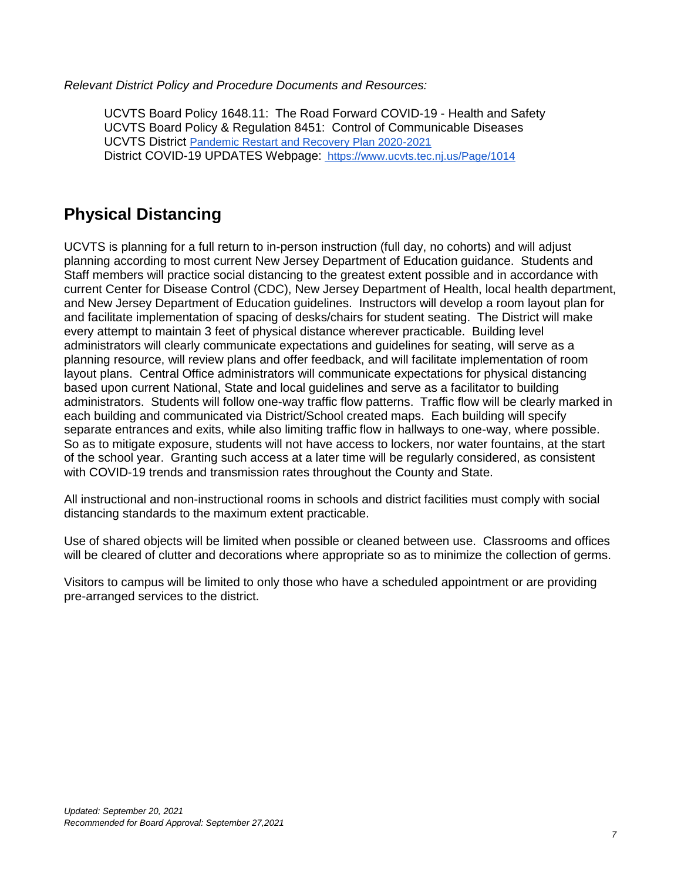*Relevant District Policy and Procedure Documents and Resources:*

UCVTS Board Policy 1648.11: The Road Forward COVID-19 - Health and Safety
UCVTS Board Policy & Regulation 8451: Control of Communicable Diseases
UCVTS District Pandemic Restart and Recovery Plan 2020-2021
District COVID-19 UPDATES Webpage: https://www.ucvts.tec.nj.us/Page/1014

## Physical Distancing

UCVTS is planning for a full return to in-person instruction (full day, no cohorts) and will adjust planning according to most current New Jersey Department of Education guidance. Students and Staff members will practice social distancing to the greatest extent possible and in accordance with current Center for Disease Control (CDC), New Jersey Department of Health, local health department, and New Jersey Department of Education guidelines. Instructors will develop a room layout plan for and facilitate implementation of spacing of desks/chairs for student seating. The District will make every attempt to maintain 3 feet of physical distance wherever practicable. Building level administrators will clearly communicate expectations and guidelines for seating, will serve as a planning resource, will review plans and offer feedback, and will facilitate implementation of room layout plans. Central Office administrators will communicate expectations for physical distancing based upon current National, State and local guidelines and serve as a facilitator to building administrators. Students will follow one-way traffic flow patterns. Traffic flow will be clearly marked in each building and communicated via District/School created maps. Each building will specify separate entrances and exits, while also limiting traffic flow in hallways to one-way, where possible. So as to mitigate exposure, students will not have access to lockers, nor water fountains, at the start of the school year. Granting such access at a later time will be regularly considered, as consistent with COVID-19 trends and transmission rates throughout the County and State.

All instructional and non-instructional rooms in schools and district facilities must comply with social distancing standards to the maximum extent practicable.

Use of shared objects will be limited when possible or cleaned between use. Classrooms and offices will be cleared of clutter and decorations where appropriate so as to minimize the collection of germs.

Visitors to campus will be limited to only those who have a scheduled appointment or are providing pre-arranged services to the district.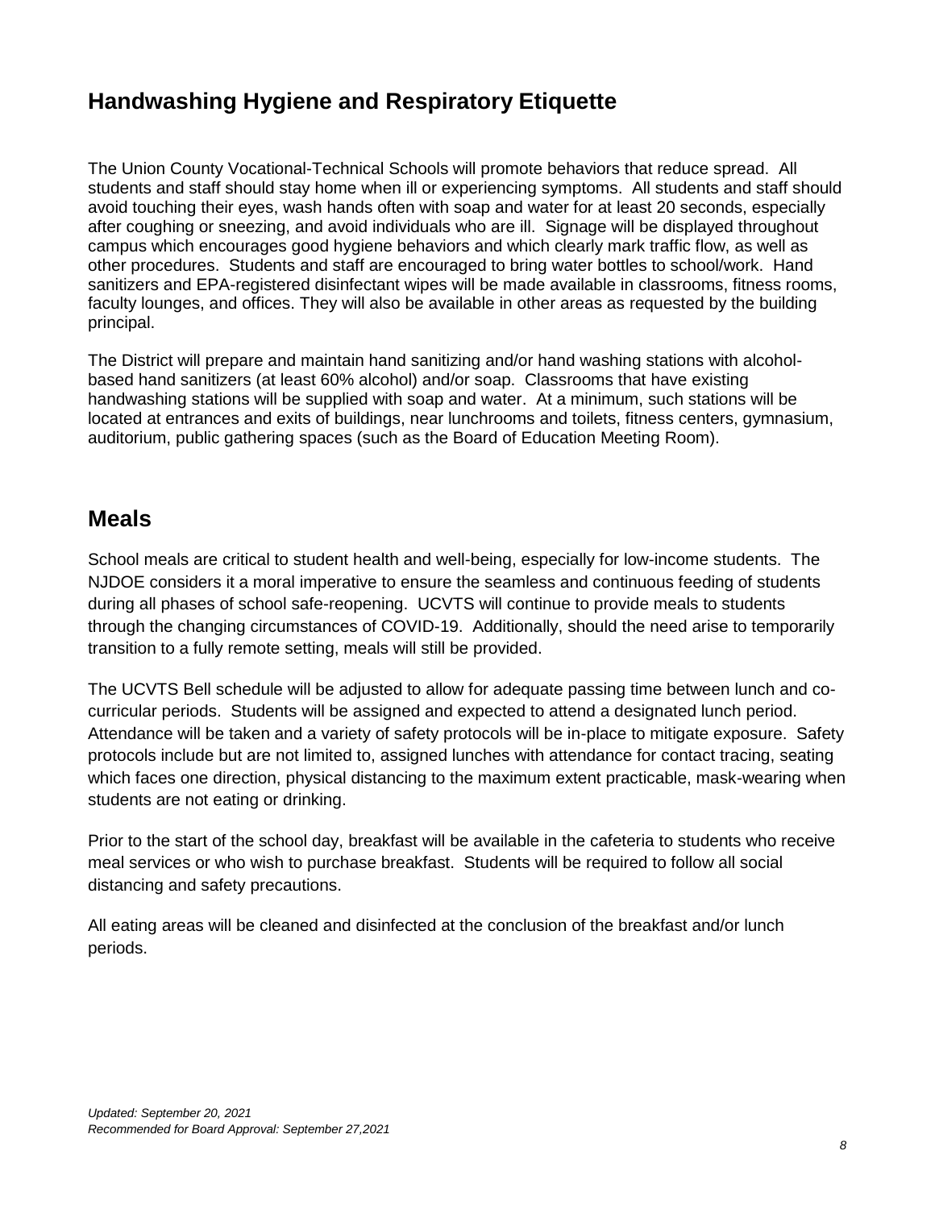## Handwashing Hygiene and Respiratory Etiquette

The Union County Vocational-Technical Schools will promote behaviors that reduce spread. All students and staff should stay home when ill or experiencing symptoms. All students and staff should avoid touching their eyes, wash hands often with soap and water for at least 20 seconds, especially after coughing or sneezing, and avoid individuals who are ill. Signage will be displayed throughout campus which encourages good hygiene behaviors and which clearly mark traffic flow, as well as other procedures. Students and staff are encouraged to bring water bottles to school/work. Hand sanitizers and EPA-registered disinfectant wipes will be made available in classrooms, fitness rooms, faculty lounges, and offices. They will also be available in other areas as requested by the building principal.

The District will prepare and maintain hand sanitizing and/or hand washing stations with alcohol-based hand sanitizers (at least 60% alcohol) and/or soap. Classrooms that have existing handwashing stations will be supplied with soap and water. At a minimum, such stations will be located at entrances and exits of buildings, near lunchrooms and toilets, fitness centers, gymnasium, auditorium, public gathering spaces (such as the Board of Education Meeting Room).

## Meals

School meals are critical to student health and well-being, especially for low-income students. The NJDOE considers it a moral imperative to ensure the seamless and continuous feeding of students during all phases of school safe-reopening. UCVTS will continue to provide meals to students through the changing circumstances of COVID-19. Additionally, should the need arise to temporarily transition to a fully remote setting, meals will still be provided.

The UCVTS Bell schedule will be adjusted to allow for adequate passing time between lunch and co-curricular periods. Students will be assigned and expected to attend a designated lunch period. Attendance will be taken and a variety of safety protocols will be in-place to mitigate exposure. Safety protocols include but are not limited to, assigned lunches with attendance for contact tracing, seating which faces one direction, physical distancing to the maximum extent practicable, mask-wearing when students are not eating or drinking.

Prior to the start of the school day, breakfast will be available in the cafeteria to students who receive meal services or who wish to purchase breakfast. Students will be required to follow all social distancing and safety precautions.

All eating areas will be cleaned and disinfected at the conclusion of the breakfast and/or lunch periods.

*Updated: September 20, 2021*
*Recommended for Board Approval: September 27,2021*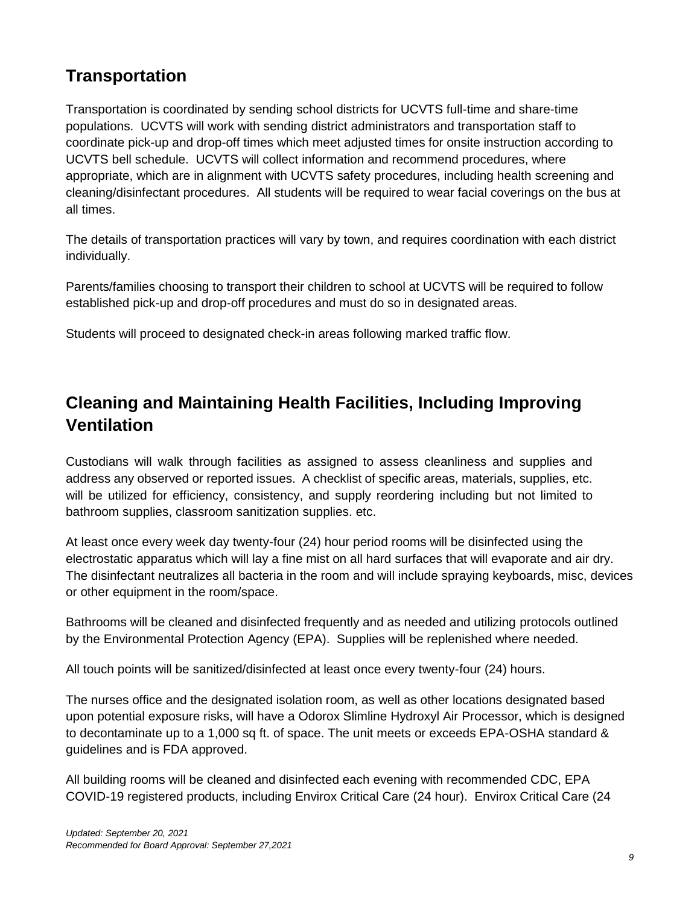## Transportation

Transportation is coordinated by sending school districts for UCVTS full-time and share-time populations. UCVTS will work with sending district administrators and transportation staff to coordinate pick-up and drop-off times which meet adjusted times for onsite instruction according to UCVTS bell schedule. UCVTS will collect information and recommend procedures, where appropriate, which are in alignment with UCVTS safety procedures, including health screening and cleaning/disinfectant procedures. All students will be required to wear facial coverings on the bus at all times.

The details of transportation practices will vary by town, and requires coordination with each district individually.

Parents/families choosing to transport their children to school at UCVTS will be required to follow established pick-up and drop-off procedures and must do so in designated areas.

Students will proceed to designated check-in areas following marked traffic flow.

## Cleaning and Maintaining Health Facilities, Including Improving Ventilation

Custodians will walk through facilities as assigned to assess cleanliness and supplies and address any observed or reported issues. A checklist of specific areas, materials, supplies, etc. will be utilized for efficiency, consistency, and supply reordering including but not limited to bathroom supplies, classroom sanitization supplies. etc.

At least once every week day twenty-four (24) hour period rooms will be disinfected using the electrostatic apparatus which will lay a fine mist on all hard surfaces that will evaporate and air dry. The disinfectant neutralizes all bacteria in the room and will include spraying keyboards, misc, devices or other equipment in the room/space.

Bathrooms will be cleaned and disinfected frequently and as needed and utilizing protocols outlined by the Environmental Protection Agency (EPA). Supplies will be replenished where needed.

All touch points will be sanitized/disinfected at least once every twenty-four (24) hours.

The nurses office and the designated isolation room, as well as other locations designated based upon potential exposure risks, will have a Odorox Slimline Hydroxyl Air Processor, which is designed to decontaminate up to a 1,000 sq ft. of space. The unit meets or exceeds EPA-OSHA standard & guidelines and is FDA approved.

All building rooms will be cleaned and disinfected each evening with recommended CDC, EPA COVID-19 registered products, including Envirox Critical Care (24 hour). Envirox Critical Care (24

*Updated: September 20, 2021*
*Recommended for Board Approval: September 27,2021*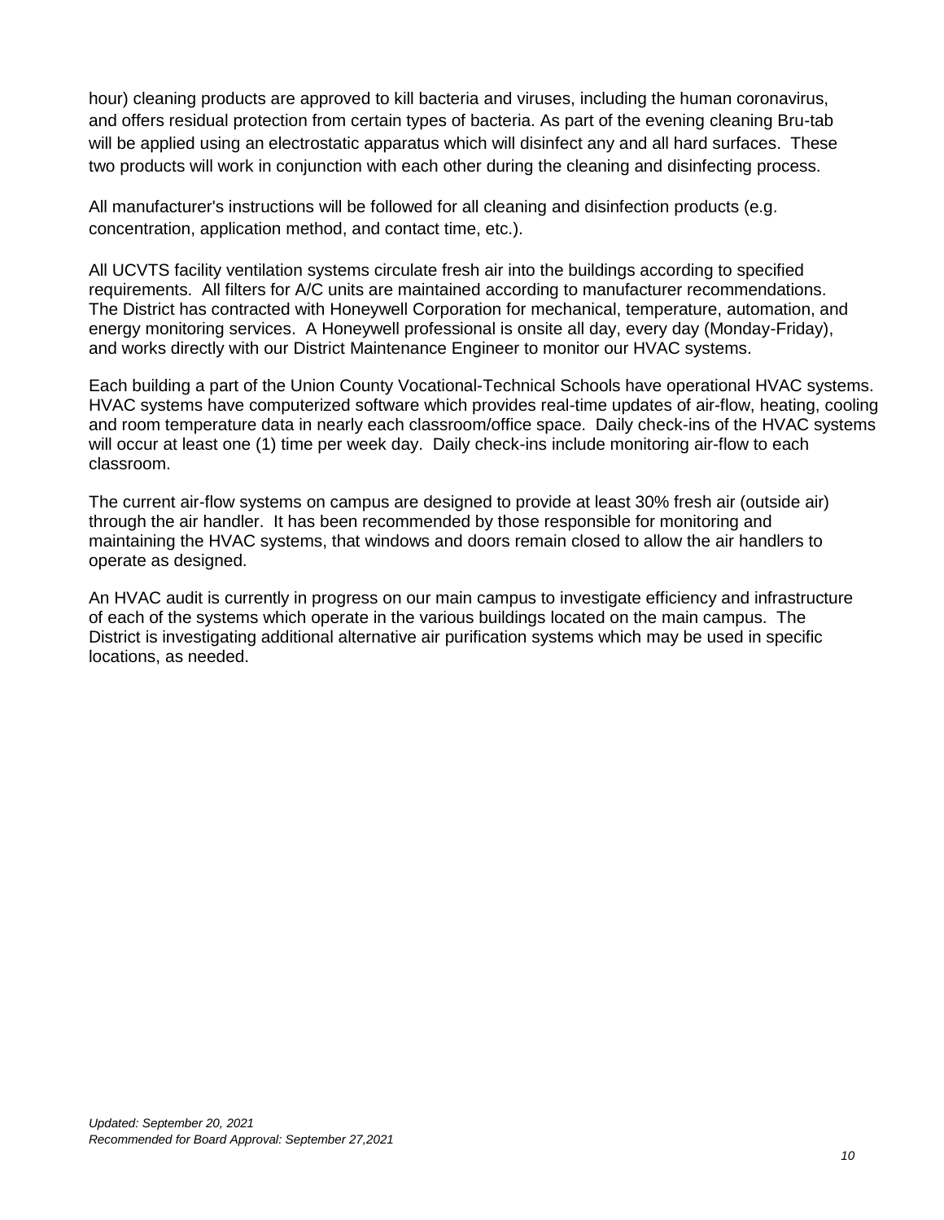hour) cleaning products are approved to kill bacteria and viruses, including the human coronavirus, and offers residual protection from certain types of bacteria. As part of the evening cleaning Bru-tab will be applied using an electrostatic apparatus which will disinfect any and all hard surfaces. These two products will work in conjunction with each other during the cleaning and disinfecting process.

All manufacturer's instructions will be followed for all cleaning and disinfection products (e.g. concentration, application method, and contact time, etc.).

All UCVTS facility ventilation systems circulate fresh air into the buildings according to specified requirements. All filters for A/C units are maintained according to manufacturer recommendations. The District has contracted with Honeywell Corporation for mechanical, temperature, automation, and energy monitoring services. A Honeywell professional is onsite all day, every day (Monday-Friday), and works directly with our District Maintenance Engineer to monitor our HVAC systems.

Each building a part of the Union County Vocational-Technical Schools have operational HVAC systems. HVAC systems have computerized software which provides real-time updates of air-flow, heating, cooling and room temperature data in nearly each classroom/office space. Daily check-ins of the HVAC systems will occur at least one (1) time per week day. Daily check-ins include monitoring air-flow to each classroom.

The current air-flow systems on campus are designed to provide at least 30% fresh air (outside air) through the air handler. It has been recommended by those responsible for monitoring and maintaining the HVAC systems, that windows and doors remain closed to allow the air handlers to operate as designed.

An HVAC audit is currently in progress on our main campus to investigate efficiency and infrastructure of each of the systems which operate in the various buildings located on the main campus. The District is investigating additional alternative air purification systems which may be used in specific locations, as needed.

*Updated: September 20, 2021*
*Recommended for Board Approval: September 27,2021*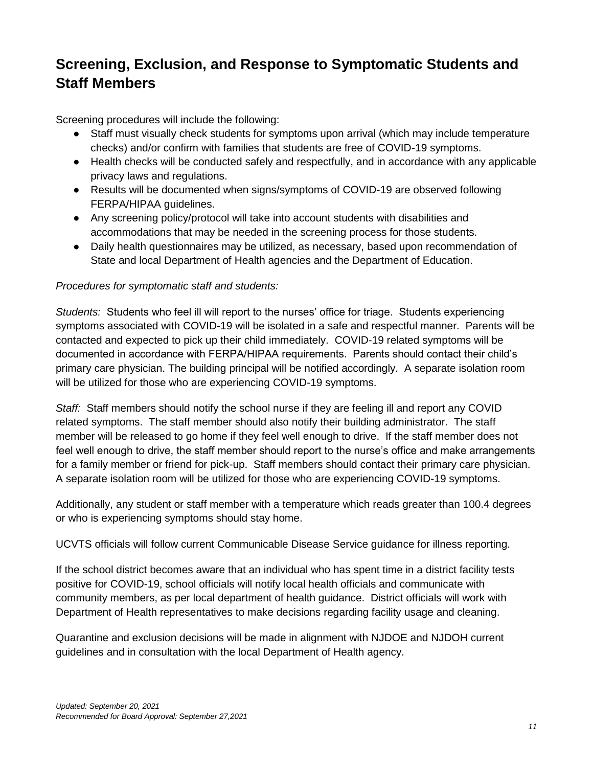## Screening, Exclusion, and Response to Symptomatic Students and Staff Members

Screening procedures will include the following:

- Staff must visually check students for symptoms upon arrival (which may include temperature checks) and/or confirm with families that students are free of COVID-19 symptoms.
- Health checks will be conducted safely and respectfully, and in accordance with any applicable privacy laws and regulations.
- Results will be documented when signs/symptoms of COVID-19 are observed following FERPA/HIPAA guidelines.
- Any screening policy/protocol will take into account students with disabilities and accommodations that may be needed in the screening process for those students.
- Daily health questionnaires may be utilized, as necessary, based upon recommendation of State and local Department of Health agencies and the Department of Education.

*Procedures for symptomatic staff and students:*

*Students:* Students who feel ill will report to the nurses' office for triage. Students experiencing symptoms associated with COVID-19 will be isolated in a safe and respectful manner. Parents will be contacted and expected to pick up their child immediately. COVID-19 related symptoms will be documented in accordance with FERPA/HIPAA requirements. Parents should contact their child's primary care physician. The building principal will be notified accordingly. A separate isolation room will be utilized for those who are experiencing COVID-19 symptoms.

*Staff:* Staff members should notify the school nurse if they are feeling ill and report any COVID related symptoms. The staff member should also notify their building administrator. The staff member will be released to go home if they feel well enough to drive. If the staff member does not feel well enough to drive, the staff member should report to the nurse's office and make arrangements for a family member or friend for pick-up. Staff members should contact their primary care physician. A separate isolation room will be utilized for those who are experiencing COVID-19 symptoms.

Additionally, any student or staff member with a temperature which reads greater than 100.4 degrees or who is experiencing symptoms should stay home.

UCVTS officials will follow current Communicable Disease Service guidance for illness reporting.

If the school district becomes aware that an individual who has spent time in a district facility tests positive for COVID-19, school officials will notify local health officials and communicate with community members, as per local department of health guidance. District officials will work with Department of Health representatives to make decisions regarding facility usage and cleaning.

Quarantine and exclusion decisions will be made in alignment with NJDOE and NJDOH current guidelines and in consultation with the local Department of Health agency.

*Updated: September 20, 2021*
*Recommended for Board Approval: September 27,2021*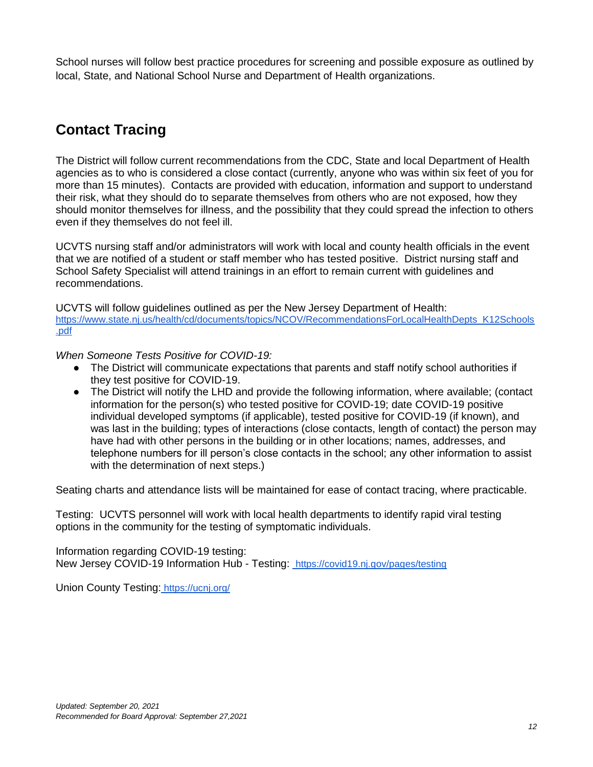School nurses will follow best practice procedures for screening and possible exposure as outlined by local, State, and National School Nurse and Department of Health organizations.

## Contact Tracing

The District will follow current recommendations from the CDC, State and local Department of Health agencies as to who is considered a close contact (currently, anyone who was within six feet of you for more than 15 minutes). Contacts are provided with education, information and support to understand their risk, what they should do to separate themselves from others who are not exposed, how they should monitor themselves for illness, and the possibility that they could spread the infection to others even if they themselves do not feel ill.

UCVTS nursing staff and/or administrators will work with local and county health officials in the event that we are notified of a student or staff member who has tested positive. District nursing staff and School Safety Specialist will attend trainings in an effort to remain current with guidelines and recommendations.

UCVTS will follow guidelines outlined as per the New Jersey Department of Health: [https://www.state.nj.us/health/cd/documents/topics/NCOV/RecommendationsForLocalHealthDepts_K12Schools.pdf](https://www.state.nj.us/health/cd/documents/topics/NCOV/RecommendationsForLocalHealthDepts_K12Schools.pdf)

*When Someone Tests Positive for COVID-19:*

- The District will communicate expectations that parents and staff notify school authorities if they test positive for COVID-19.
- The District will notify the LHD and provide the following information, where available; (contact information for the person(s) who tested positive for COVID-19; date COVID-19 positive individual developed symptoms (if applicable), tested positive for COVID-19 (if known), and was last in the building; types of interactions (close contacts, length of contact) the person may have had with other persons in the building or in other locations; names, addresses, and telephone numbers for ill person's close contacts in the school; any other information to assist with the determination of next steps.)

Seating charts and attendance lists will be maintained for ease of contact tracing, where practicable.

Testing: UCVTS personnel will work with local health departments to identify rapid viral testing options in the community for the testing of symptomatic individuals.

Information regarding COVID-19 testing:
New Jersey COVID-19 Information Hub - Testing: [https://covid19.nj.gov/pages/testing](https://covid19.nj.gov/pages/testing)

Union County Testing: [https://ucnj.org/](https://ucnj.org/)

*Updated: September 20, 2021*
*Recommended for Board Approval: September 27,2021*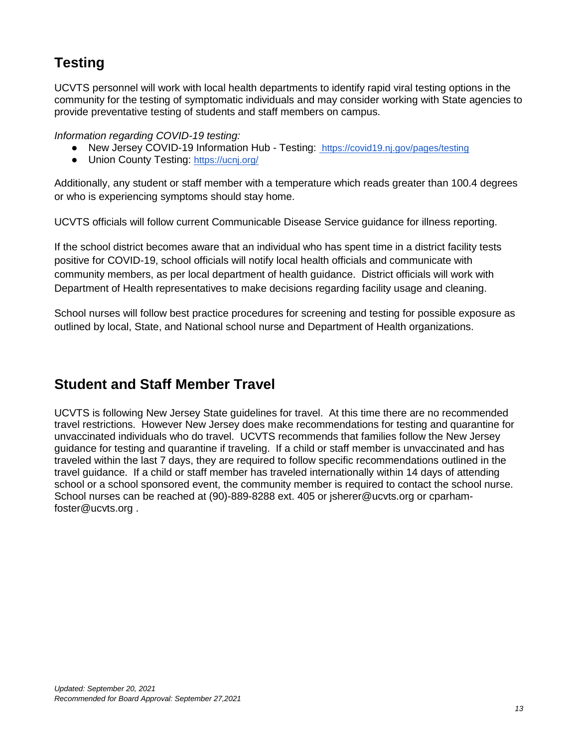## Testing

UCVTS personnel will work with local health departments to identify rapid viral testing options in the community for the testing of symptomatic individuals and may consider working with State agencies to provide preventative testing of students and staff members on campus.

*Information regarding COVID-19 testing:*

- New Jersey COVID-19 Information Hub - Testing: https://covid19.nj.gov/pages/testing
- Union County Testing: https://ucnj.org/

Additionally, any student or staff member with a temperature which reads greater than 100.4 degrees or who is experiencing symptoms should stay home.

UCVTS officials will follow current Communicable Disease Service guidance for illness reporting.

If the school district becomes aware that an individual who has spent time in a district facility tests positive for COVID-19, school officials will notify local health officials and communicate with community members, as per local department of health guidance. District officials will work with Department of Health representatives to make decisions regarding facility usage and cleaning.

School nurses will follow best practice procedures for screening and testing for possible exposure as outlined by local, State, and National school nurse and Department of Health organizations.

## Student and Staff Member Travel

UCVTS is following New Jersey State guidelines for travel. At this time there are no recommended travel restrictions. However New Jersey does make recommendations for testing and quarantine for unvaccinated individuals who do travel. UCVTS recommends that families follow the New Jersey guidance for testing and quarantine if traveling. If a child or staff member is unvaccinated and has traveled within the last 7 days, they are required to follow specific recommendations outlined in the travel guidance. If a child or staff member has traveled internationally within 14 days of attending school or a school sponsored event, the community member is required to contact the school nurse. School nurses can be reached at (90)-889-8288 ext. 405 or jsherer@ucvts.org or cparham-foster@ucvts.org .

*Updated: September 20, 2021*
*Recommended for Board Approval: September 27,2021*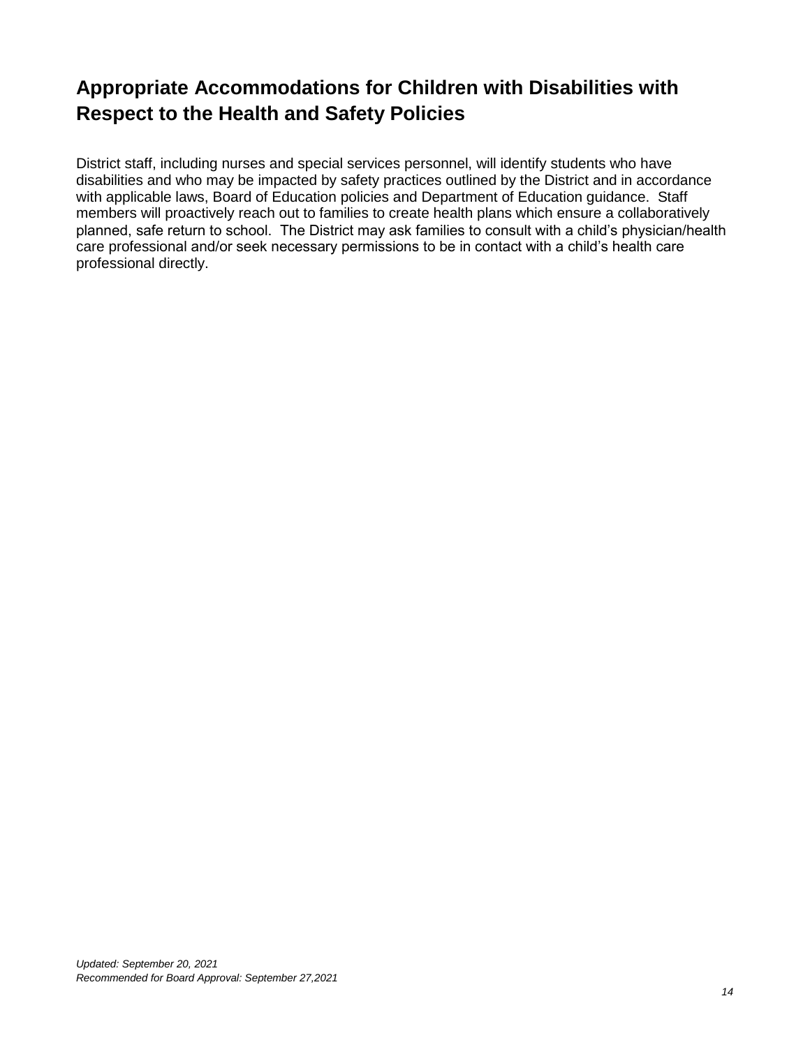## Appropriate Accommodations for Children with Disabilities with Respect to the Health and Safety Policies

District staff, including nurses and special services personnel, will identify students who have disabilities and who may be impacted by safety practices outlined by the District and in accordance with applicable laws, Board of Education policies and Department of Education guidance. Staff members will proactively reach out to families to create health plans which ensure a collaboratively planned, safe return to school. The District may ask families to consult with a child's physician/health care professional and/or seek necessary permissions to be in contact with a child's health care professional directly.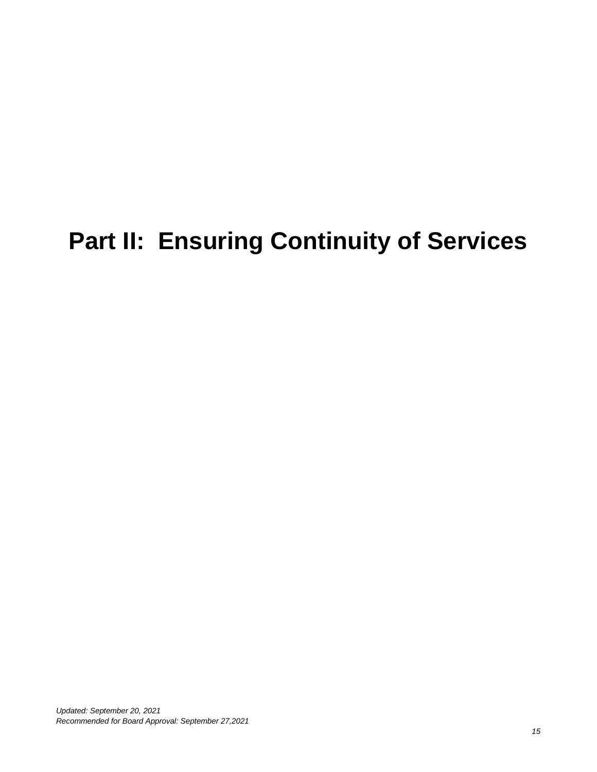# Part II: Ensuring Continuity of Services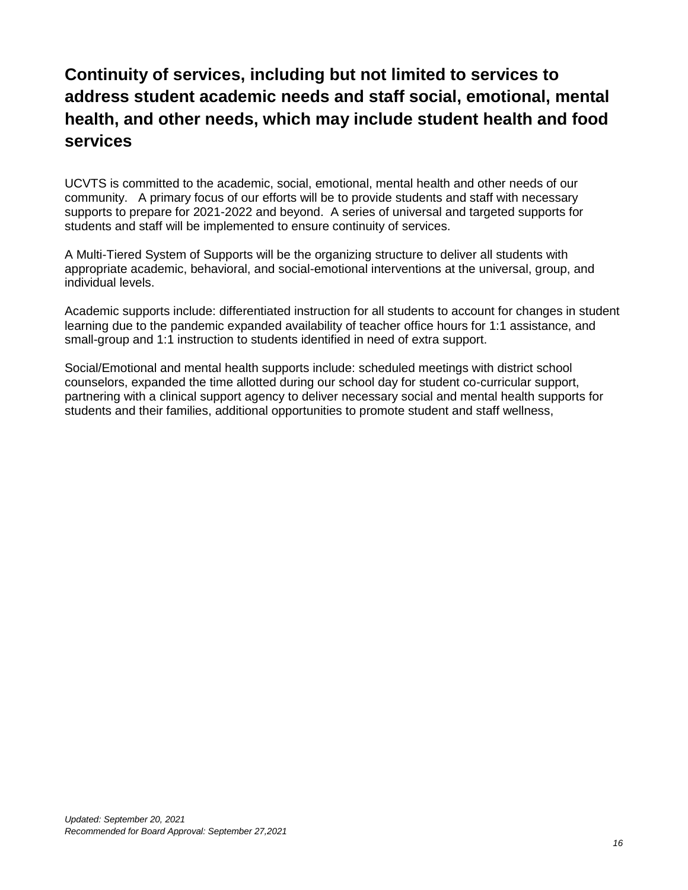# Continuity of services, including but not limited to services to address student academic needs and staff social, emotional, mental health, and other needs, which may include student health and food services

UCVTS is committed to the academic, social, emotional, mental health and other needs of our community. A primary focus of our efforts will be to provide students and staff with necessary supports to prepare for 2021-2022 and beyond. A series of universal and targeted supports for students and staff will be implemented to ensure continuity of services.

A Multi-Tiered System of Supports will be the organizing structure to deliver all students with appropriate academic, behavioral, and social-emotional interventions at the universal, group, and individual levels.

Academic supports include: differentiated instruction for all students to account for changes in student learning due to the pandemic expanded availability of teacher office hours for 1:1 assistance, and small-group and 1:1 instruction to students identified in need of extra support.

Social/Emotional and mental health supports include: scheduled meetings with district school counselors, expanded the time allotted during our school day for student co-curricular support, partnering with a clinical support agency to deliver necessary social and mental health supports for students and their families, additional opportunities to promote student and staff wellness,

*Updated: September 20, 2021*
*Recommended for Board Approval: September 27,2021*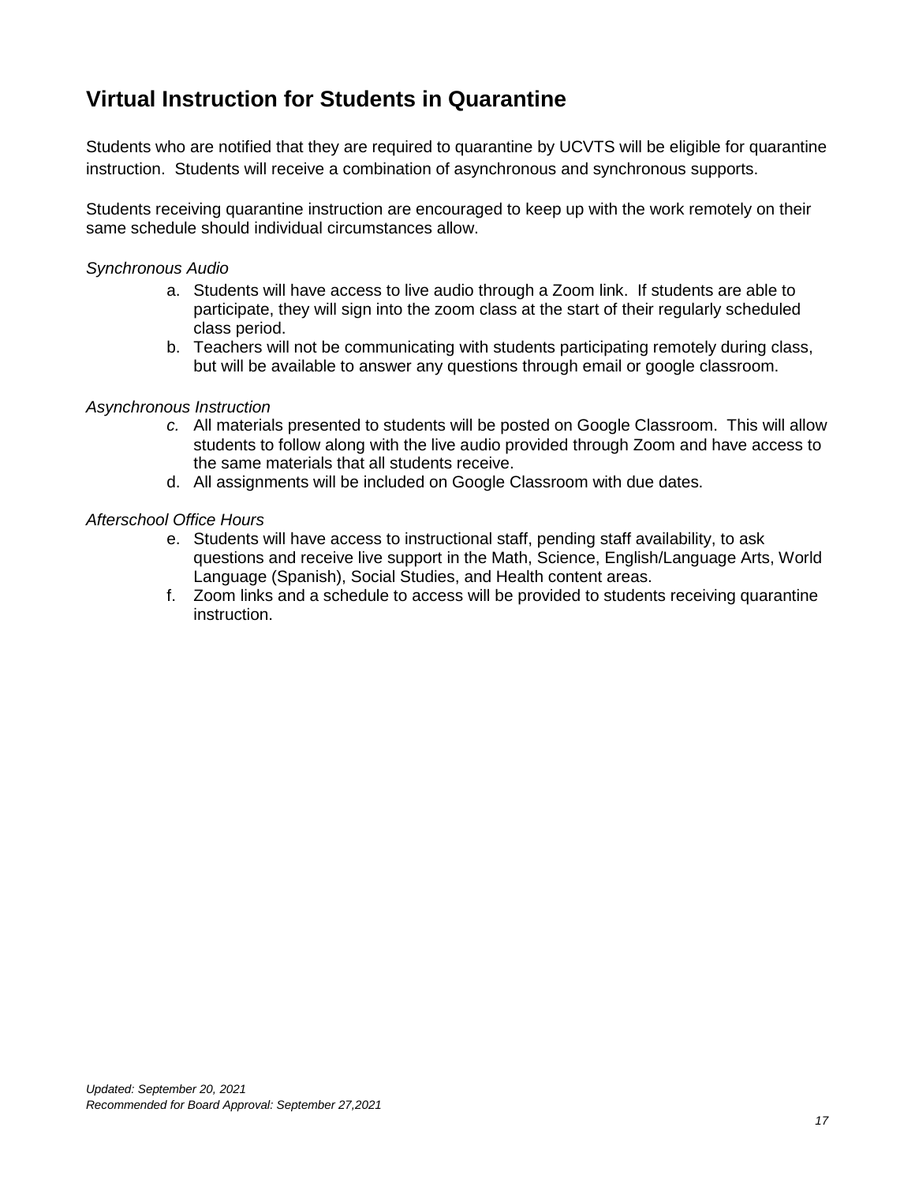## Virtual Instruction for Students in Quarantine

Students who are notified that they are required to quarantine by UCVTS will be eligible for quarantine instruction. Students will receive a combination of asynchronous and synchronous supports.

Students receiving quarantine instruction are encouraged to keep up with the work remotely on their same schedule should individual circumstances allow.

*Synchronous Audio*

a. Students will have access to live audio through a Zoom link. If students are able to participate, they will sign into the zoom class at the start of their regularly scheduled class period.
b. Teachers will not be communicating with students participating remotely during class, but will be available to answer any questions through email or google classroom.

*Asynchronous Instruction*

c. All materials presented to students will be posted on Google Classroom. This will allow students to follow along with the live audio provided through Zoom and have access to the same materials that all students receive.
d. All assignments will be included on Google Classroom with due dates.

*Afterschool Office Hours*

e. Students will have access to instructional staff, pending staff availability, to ask questions and receive live support in the Math, Science, English/Language Arts, World Language (Spanish), Social Studies, and Health content areas.
f. Zoom links and a schedule to access will be provided to students receiving quarantine instruction.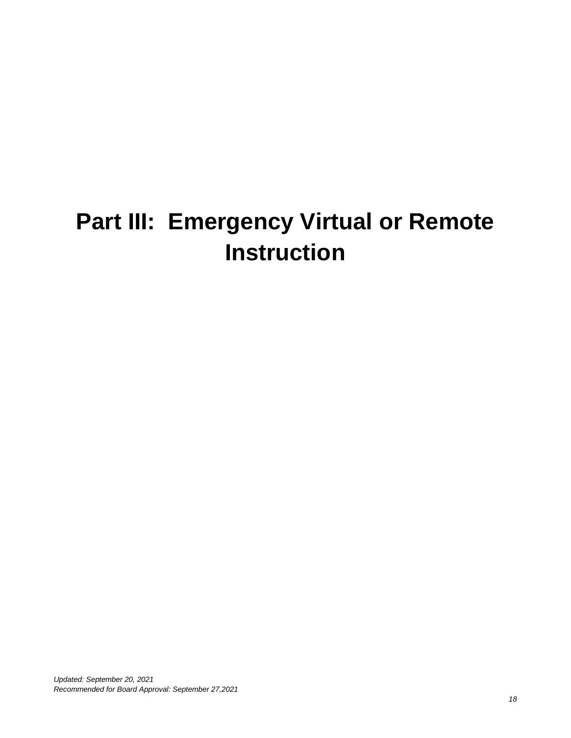# Part III: Emergency Virtual or Remote Instruction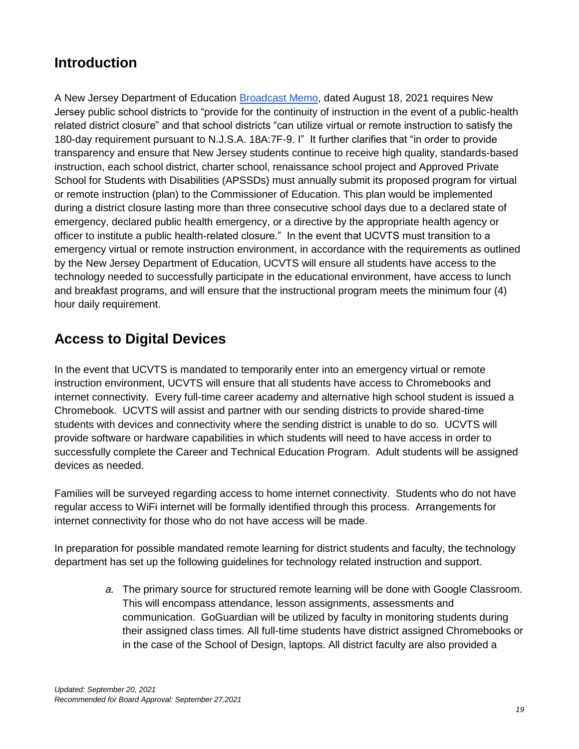## Introduction

A New Jersey Department of Education Broadcast Memo, dated August 18, 2021 requires New Jersey public school districts to "provide for the continuity of instruction in the event of a public-health related district closure" and that school districts "can utilize virtual or remote instruction to satisfy the 180-day requirement pursuant to N.J.S.A. 18A:7F-9. I" It further clarifies that "in order to provide transparency and ensure that New Jersey students continue to receive high quality, standards-based instruction, each school district, charter school, renaissance school project and Approved Private School for Students with Disabilities (APSSDs) must annually submit its proposed program for virtual or remote instruction (plan) to the Commissioner of Education. This plan would be implemented during a district closure lasting more than three consecutive school days due to a declared state of emergency, declared public health emergency, or a directive by the appropriate health agency or officer to institute a public health-related closure." In the event that UCVTS must transition to a emergency virtual or remote instruction environment, in accordance with the requirements as outlined by the New Jersey Department of Education, UCVTS will ensure all students have access to the technology needed to successfully participate in the educational environment, have access to lunch and breakfast programs, and will ensure that the instructional program meets the minimum four (4) hour daily requirement.

## Access to Digital Devices

In the event that UCVTS is mandated to temporarily enter into an emergency virtual or remote instruction environment, UCVTS will ensure that all students have access to Chromebooks and internet connectivity. Every full-time career academy and alternative high school student is issued a Chromebook. UCVTS will assist and partner with our sending districts to provide shared-time students with devices and connectivity where the sending district is unable to do so. UCVTS will provide software or hardware capabilities in which students will need to have access in order to successfully complete the Career and Technical Education Program. Adult students will be assigned devices as needed.

Families will be surveyed regarding access to home internet connectivity. Students who do not have regular access to WiFi internet will be formally identified through this process. Arrangements for internet connectivity for those who do not have access will be made.

In preparation for possible mandated remote learning for district students and faculty, the technology department has set up the following guidelines for technology related instruction and support.

*a.* The primary source for structured remote learning will be done with Google Classroom. This will encompass attendance, lesson assignments, assessments and communication. GoGuardian will be utilized by faculty in monitoring students during their assigned class times. All full-time students have district assigned Chromebooks or in the case of the School of Design, laptops. All district faculty are also provided a

*Updated: September 20, 2021*
*Recommended for Board Approval: September 27,2021*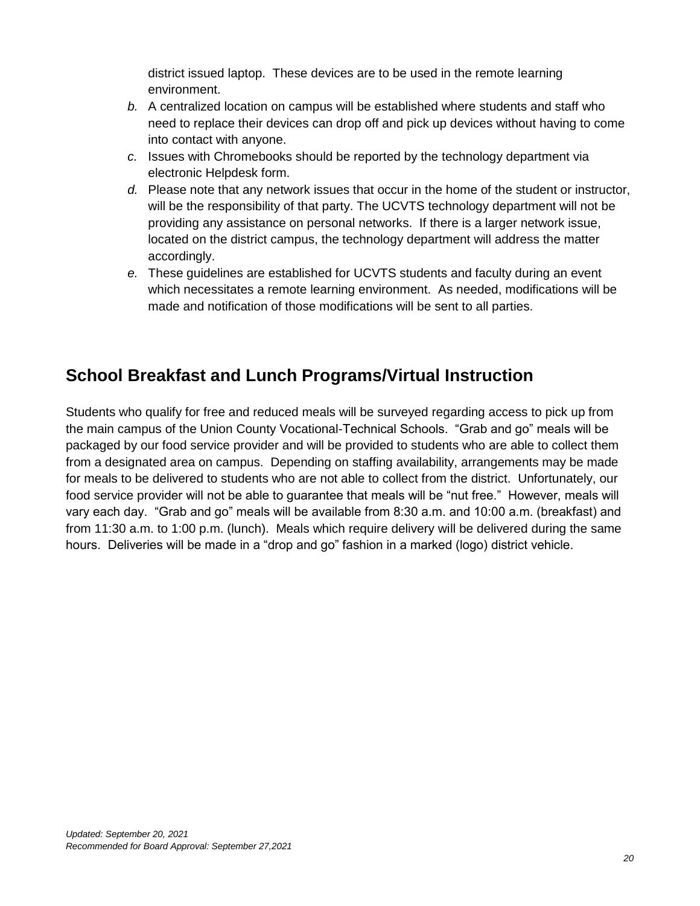district issued laptop. These devices are to be used in the remote learning environment.

*b.* A centralized location on campus will be established where students and staff who need to replace their devices can drop off and pick up devices without having to come into contact with anyone.

*c.* Issues with Chromebooks should be reported by the technology department via electronic Helpdesk form.

*d.* Please note that any network issues that occur in the home of the student or instructor, will be the responsibility of that party. The UCVTS technology department will not be providing any assistance on personal networks. If there is a larger network issue, located on the district campus, the technology department will address the matter accordingly.

*e.* These guidelines are established for UCVTS students and faculty during an event which necessitates a remote learning environment. As needed, modifications will be made and notification of those modifications will be sent to all parties.

## School Breakfast and Lunch Programs/Virtual Instruction

Students who qualify for free and reduced meals will be surveyed regarding access to pick up from the main campus of the Union County Vocational-Technical Schools. "Grab and go" meals will be packaged by our food service provider and will be provided to students who are able to collect them from a designated area on campus. Depending on staffing availability, arrangements may be made for meals to be delivered to students who are not able to collect from the district. Unfortunately, our food service provider will not be able to guarantee that meals will be "nut free." However, meals will vary each day. "Grab and go" meals will be available from 8:30 a.m. and 10:00 a.m. (breakfast) and from 11:30 a.m. to 1:00 p.m. (lunch). Meals which require delivery will be delivered during the same hours. Deliveries will be made in a "drop and go" fashion in a marked (logo) district vehicle.

*Updated: September 20, 2021*
*Recommended for Board Approval: September 27,2021*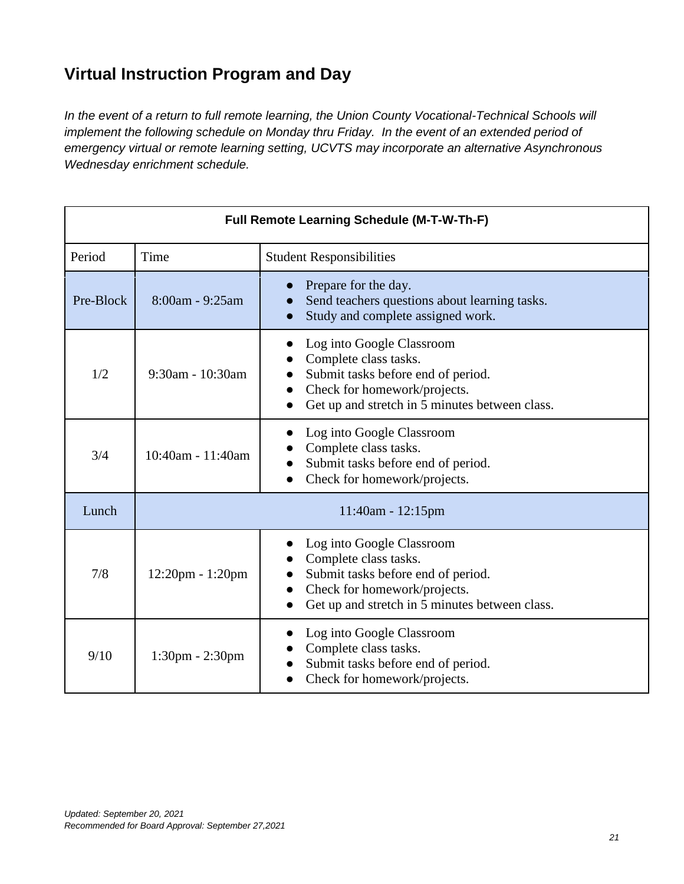## Virtual Instruction Program and Day

*In the event of a return to full remote learning, the Union County Vocational-Technical Schools will implement the following schedule on Monday thru Friday. In the event of an extended period of emergency virtual or remote learning setting, UCVTS may incorporate an alternative Asynchronous Wednesday enrichment schedule.*

| **Full Remote Learning Schedule (M-T-W-Th-F)** | | |
|---|---|---|
| Period | Time | Student Responsibilities |
| Pre-Block | 8:00am - 9:25am | • Prepare for the day.<br>• Send teachers questions about learning tasks.<br>• Study and complete assigned work. |
| 1/2 | 9:30am - 10:30am | • Log into Google Classroom<br>• Complete class tasks.<br>• Submit tasks before end of period.<br>• Check for homework/projects.<br>• Get up and stretch in 5 minutes between class. |
| 3/4 | 10:40am - 11:40am | • Log into Google Classroom<br>• Complete class tasks.<br>• Submit tasks before end of period.<br>• Check for homework/projects. |
| Lunch | 11:40am - 12:15pm | |
| 7/8 | 12:20pm - 1:20pm | • Log into Google Classroom<br>• Complete class tasks.<br>• Submit tasks before end of period.<br>• Check for homework/projects.<br>• Get up and stretch in 5 minutes between class. |
| 9/10 | 1:30pm - 2:30pm | • Log into Google Classroom<br>• Complete class tasks.<br>• Submit tasks before end of period.<br>• Check for homework/projects. |

*Updated: September 20, 2021*
*Recommended for Board Approval: September 27,2021*